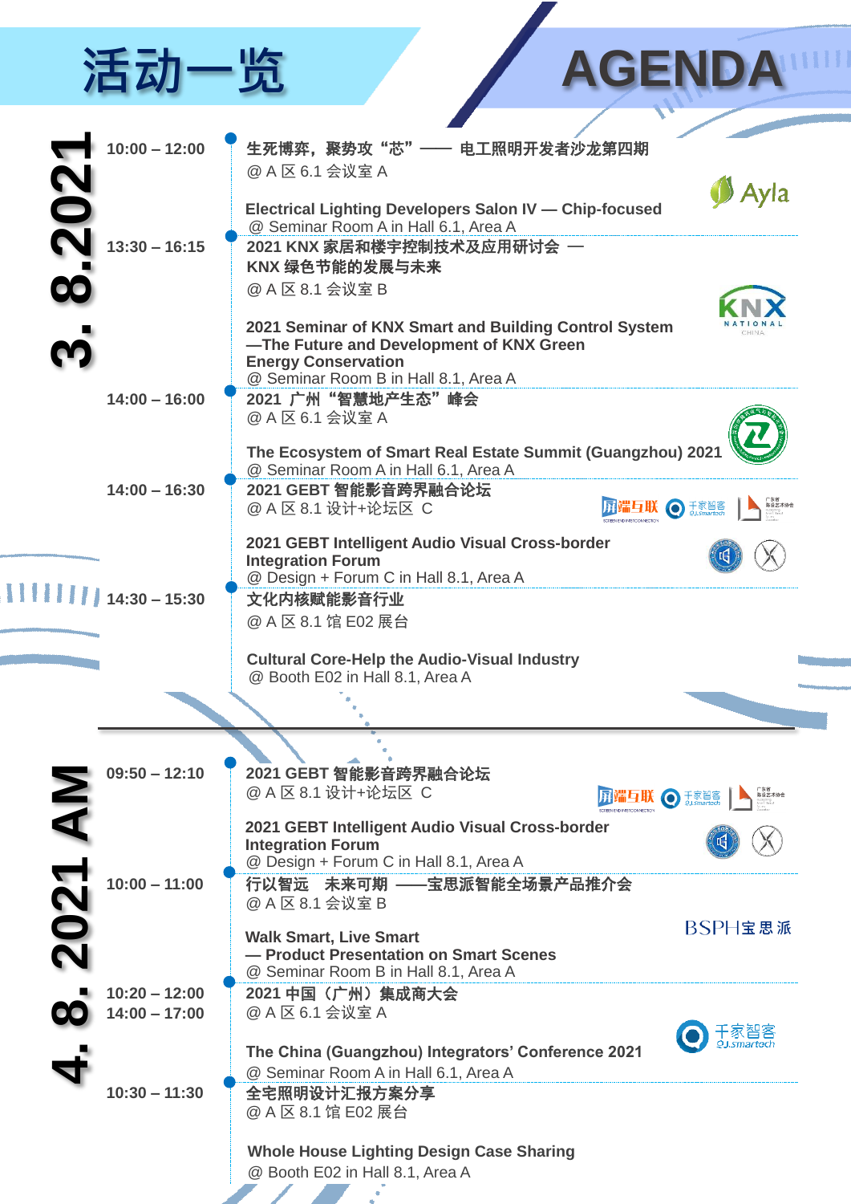# 活动一览 AGENDA

## 3. 8.2021

**10:00 – 12:00**

**生死博弈，聚势攻“芯”—— 电工照明开发者沙龙第四期**
@ A 区 6.1 会议室 A

**Electrical Lighting Developers Salon IV — Chip-focused**
@ Seminar Room A in Hall 6.1, Area A

**13:30 – 16:15**

**2021 KNX 家居和楼宇控制技术及应用研讨会 — KNX 绿色节能的发展与未来**
@ A 区 8.1 会议室 B

**2021 Seminar of KNX Smart and Building Control System —The Future and Development of KNX Green Energy Conservation**
@ Seminar Room B in Hall 8.1, Area A

**14:00 – 16:00**

**2021 广州“智慧地产生态”峰会**
@ A 区 6.1 会议室 A

**The Ecosystem of Smart Real Estate Summit (Guangzhou) 2021**
@ Seminar Room A in Hall 6.1, Area A

**14:00 – 16:30**

**2021 GEBT 智能影音跨界融合论坛**
@ A 区 8.1 设计+论坛区 C

**2021 GEBT Intelligent Audio Visual Cross-border Integration Forum**
@ Design + Forum C in Hall 8.1, Area A

**14:30 – 15:30**

**文化内核赋能影音行业**
@ A 区 8.1 馆 E02 展台

**Cultural Core-Help the Audio-Visual Industry**
@ Booth E02 in Hall 8.1, Area A

## 4. 8. 2021 AM

**09:50 – 12:10**

**2021 GEBT 智能影音跨界融合论坛**
@ A 区 8.1 设计+论坛区 C

**2021 GEBT Intelligent Audio Visual Cross-border Integration Forum**
@ Design + Forum C in Hall 8.1, Area A

**10:00 – 11:00**

**行以智远 未来可期 ——宝思派智能全场景产品推介会**
@ A 区 8.1 会议室 B

**Walk Smart, Live Smart — Product Presentation on Smart Scenes**
@ Seminar Room B in Hall 8.1, Area A

**10:20 – 12:00**
**14:00 – 17:00**

**2021 中国（广州）集成商大会**
@ A 区 6.1 会议室 A

**The China (Guangzhou) Integrators' Conference 2021**
@ Seminar Room A in Hall 6.1, Area A

**10:30 – 11:30**

**全宅照明设计汇报方案分享**
@ A 区 8.1 馆 E02 展台

**Whole House Lighting Design Case Sharing**
@ Booth E02 in Hall 8.1, Area A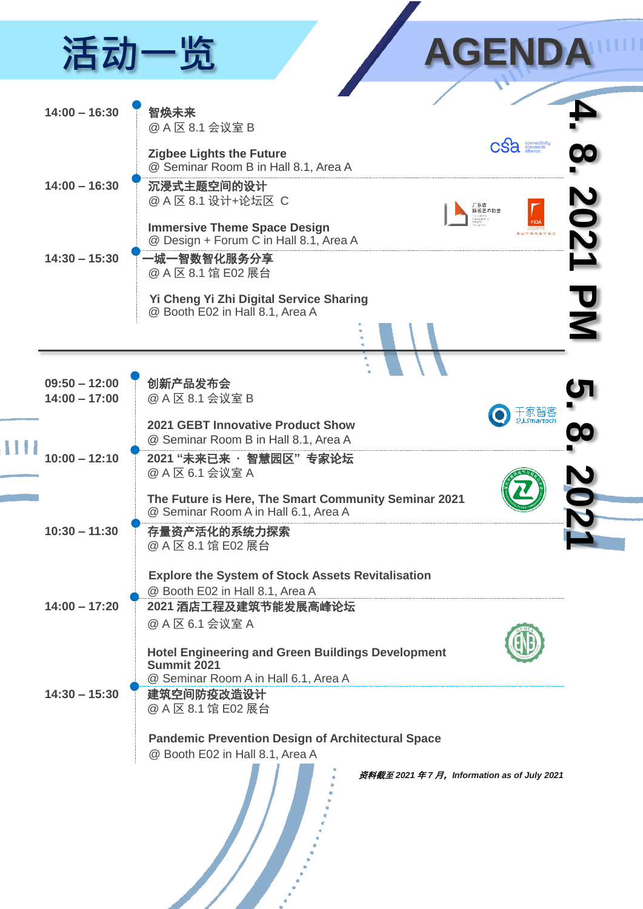# 活动一览 AGENDA

## 4. 8. 2021 PM

**14:00 – 16:30**

**智焕未来**
@ A 区 8.1 会议室 B

**Zigbee Lights the Future**
@ Seminar Room B in Hall 8.1, Area A

**14:00 – 16:30**

**沉浸式主题空间的设计**
@ A 区 8.1 设计+论坛区 C

**Immersive Theme Space Design**
@ Design + Forum C in Hall 8.1, Area A

**14:30 – 15:30**

**一城一智数智化服务分享**
@ A 区 8.1 馆 E02 展台

**Yi Cheng Yi Zhi Digital Service Sharing**
@ Booth E02 in Hall 8.1, Area A

## 5. 8. 2021

**09:50 – 12:00**
**14:00 – 17:00**

**创新产品发布会**
@ A 区 8.1 会议室 B

**2021 GEBT Innovative Product Show**
@ Seminar Room B in Hall 8.1, Area A

**10:00 – 12:10**

**2021 "未来已来 · 智慧园区" 专家论坛**
@ A 区 6.1 会议室 A

**The Future is Here, The Smart Community Seminar 2021**
@ Seminar Room A in Hall 6.1, Area A

**10:30 – 11:30**

**存量资产活化的系统力探索**
@ A 区 8.1 馆 E02 展台

**Explore the System of Stock Assets Revitalisation**
@ Booth E02 in Hall 8.1, Area A

**14:00 – 17:20**

**2021 酒店工程及建筑节能发展高峰论坛**
@ A 区 6.1 会议室 A

**Hotel Engineering and Green Buildings Development Summit 2021**
@ Seminar Room A in Hall 6.1, Area A

**14:30 – 15:30**

**建筑空间防疫改造设计**
@ A 区 8.1 馆 E02 展台

**Pandemic Prevention Design of Architectural Space**
@ Booth E02 in Hall 8.1, Area A

*资料截至 2021 年 7 月，Information as of July 2021*